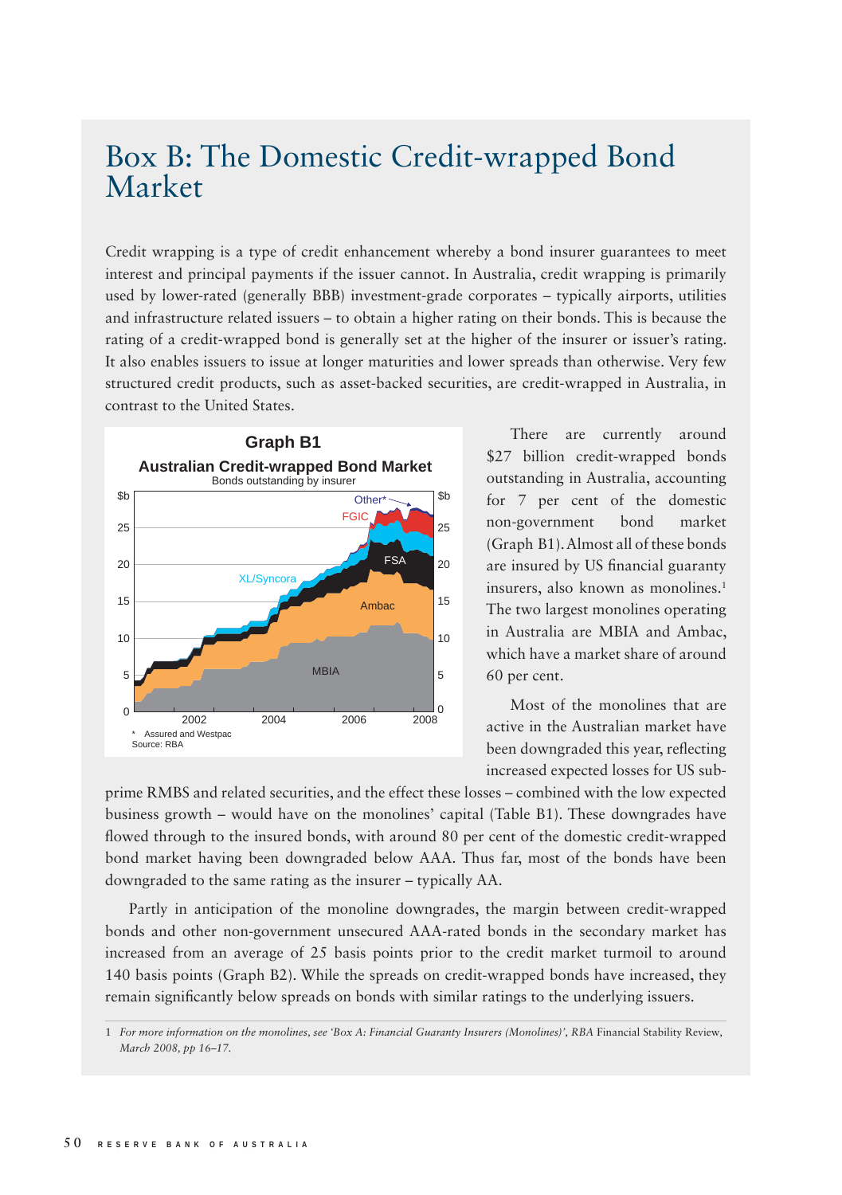# Box B: The Domestic Credit-wrapped Bond Market

Credit wrapping is a type of credit enhancement whereby a bond insurer guarantees to meet interest and principal payments if the issuer cannot. In Australia, credit wrapping is primarily used by lower-rated (generally BBB) investment-grade corporates – typically airports, utilities and infrastructure related issuers – to obtain a higher rating on their bonds. This is because the rating of a credit-wrapped bond is generally set at the higher of the insurer or issuer's rating. It also enables issuers to issue at longer maturities and lower spreads than otherwise. Very few structured credit products, such as asset-backed securities, are credit-wrapped in Australia, in contrast to the United States.

There are currently around $27 billion credit-wrapped bonds outstanding in Australia, accounting for 7 per cent of the domestic non-government bond market (Graph B1). Almost all of these bonds are insured by US financial guaranty insurers, also known as monolines.[1] The two largest monolines operating in Australia are MBIA and Ambac, which have a market share of around 60 per cent.

Most of the monolines that are active in the Australian market have been downgraded this year, reflecting increased expected losses for US sub-prime RMBS and related securities, and the effect these losses – combined with the low expected business growth – would have on the monolines' capital (Table B1). These downgrades have flowed through to the insured bonds, with around 80 per cent of the domestic credit-wrapped bond market having been downgraded below AAA. Thus far, most of the bonds have been downgraded to the same rating as the insurer – typically AA.

Partly in anticipation of the monoline downgrades, the margin between credit-wrapped bonds and other non-government unsecured AAA-rated bonds in the secondary market has increased from an average of 25 basis points prior to the credit market turmoil to around 140 basis points (Graph B2). While the spreads on credit-wrapped bonds have increased, they remain significantly below spreads on bonds with similar ratings to the underlying issuers.

**Graph B1**
**Australian Credit-wrapped Bond Market**
Bonds outstanding by insurer

\* Assured and Westpac
Source: RBA

[1] *For more information on the monolines, see 'Box A: Financial Guaranty Insurers (Monolines)', RBA* Financial Stability Review, *March 2008, pp 16–17.*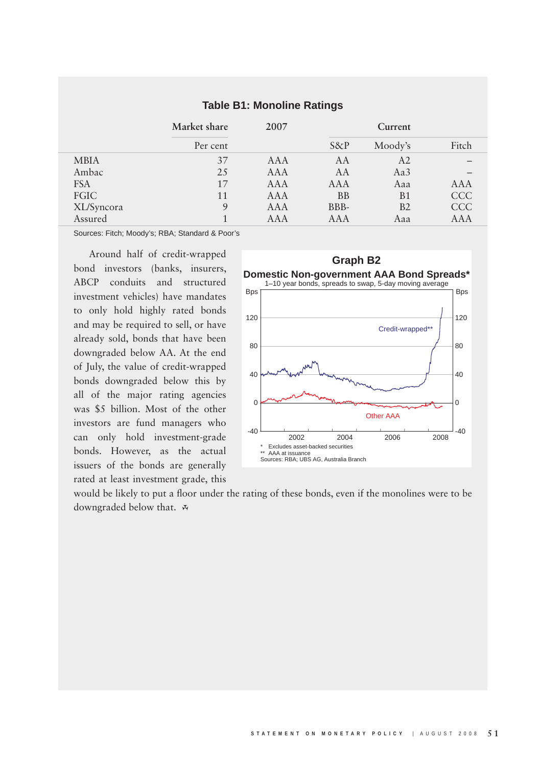**Table B1: Monoline Ratings**

| | Market share | 2007 | Current | | |
|---|---|---|---|---|---|
| | Per cent | | S&P | Moody's | Fitch |
| MBIA | 37 | AAA | AA | A2 | – |
| Ambac | 25 | AAA | AA | Aa3 | – |
| FSA | 17 | AAA | AAA | Aaa | AAA |
| FGIC | 11 | AAA | BB | B1 | CCC |
| XL/Syncora | 9 | AAA | BBB- | B2 | CCC |
| Assured | 1 | AAA | AAA | Aaa | AAA |

Sources: Fitch; Moody's; RBA; Standard & Poor's

Around half of credit-wrapped bond investors (banks, insurers, ABCP conduits and structured investment vehicles) have mandates to only hold highly rated bonds and may be required to sell, or have already sold, bonds that have been downgraded below AA. At the end of July, the value of credit-wrapped bonds downgraded below this by all of the major rating agencies was $5 billion. Most of the other investors are fund managers who can only hold investment-grade bonds. However, as the actual issuers of the bonds are generally rated at least investment grade, this would be likely to put a floor under the rating of these bonds, even if the monolines were to be downgraded below that.

**Graph B2**

**Domestic Non-government AAA Bond Spreads***

1–10 year bonds, spreads to swap, 5-day moving average

Bps
120
80
40
0
-40
2002
2004
2006
2008
Credit-wrapped**
Other AAA

* Excludes asset-backed securities
** AAA at issuance
Sources: RBA; UBS AG, Australia Branch